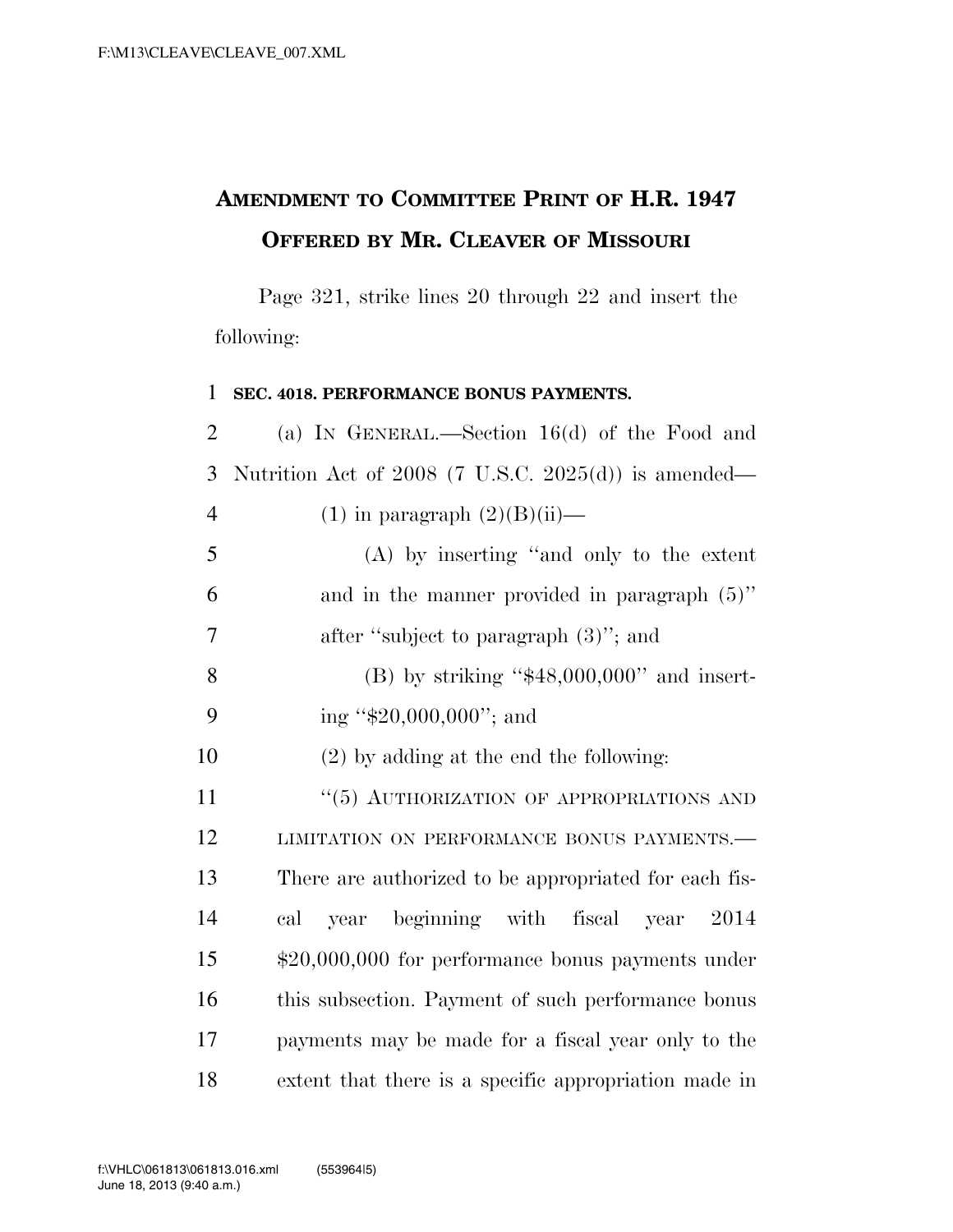# AMENDMENT TO COMMITTEE PRINT OF H.R. 1947
## OFFERED BY MR. CLEAVER OF MISSOURI

Page 321, strike lines 20 through 22 and insert the following:

**SEC. 4018. PERFORMANCE BONUS PAYMENTS.**

(a) IN GENERAL.—Section 16(d) of the Food and Nutrition Act of 2008 (7 U.S.C. 2025(d)) is amended—

(1) in paragraph (2)(B)(ii)—

(A) by inserting "and only to the extent and in the manner provided in paragraph (5)" after "subject to paragraph (3)"; and

(B) by striking "$48,000,000" and inserting "$20,000,000"; and

(2) by adding at the end the following:

"(5) AUTHORIZATION OF APPROPRIATIONS AND LIMITATION ON PERFORMANCE BONUS PAYMENTS.—There are authorized to be appropriated for each fiscal year beginning with fiscal year 2014 $20,000,000 for performance bonus payments under this subsection. Payment of such performance bonus payments may be made for a fiscal year only to the extent that there is a specific appropriation made in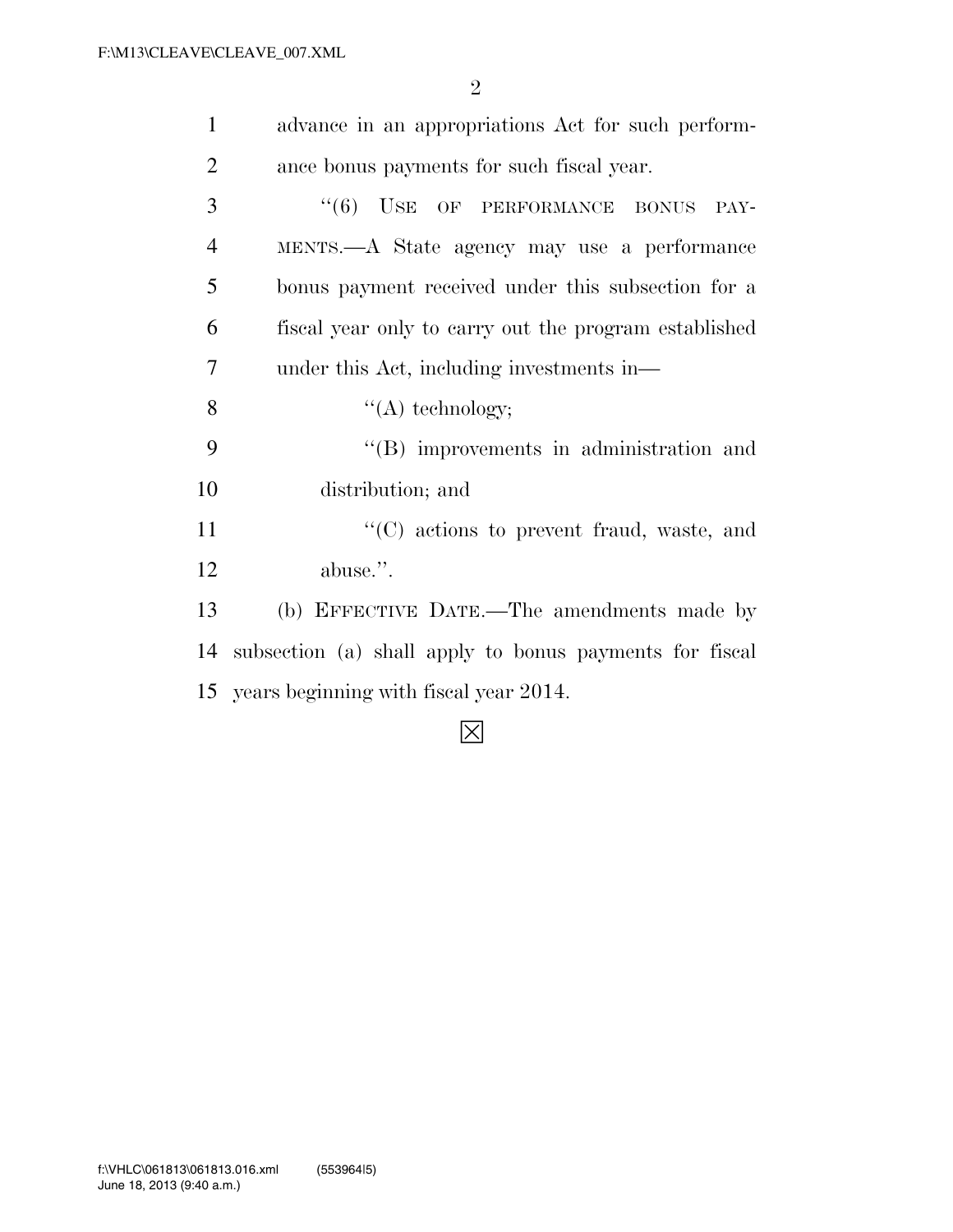advance in an appropriations Act for such performance bonus payments for such fiscal year.

"(6) USE OF PERFORMANCE BONUS PAYMENTS.—A State agency may use a performance bonus payment received under this subsection for a fiscal year only to carry out the program established under this Act, including investments in—

"(A) technology;

"(B) improvements in administration and distribution; and

"(C) actions to prevent fraud, waste, and abuse.".

(b) EFFECTIVE DATE.—The amendments made by subsection (a) shall apply to bonus payments for fiscal years beginning with fiscal year 2014.